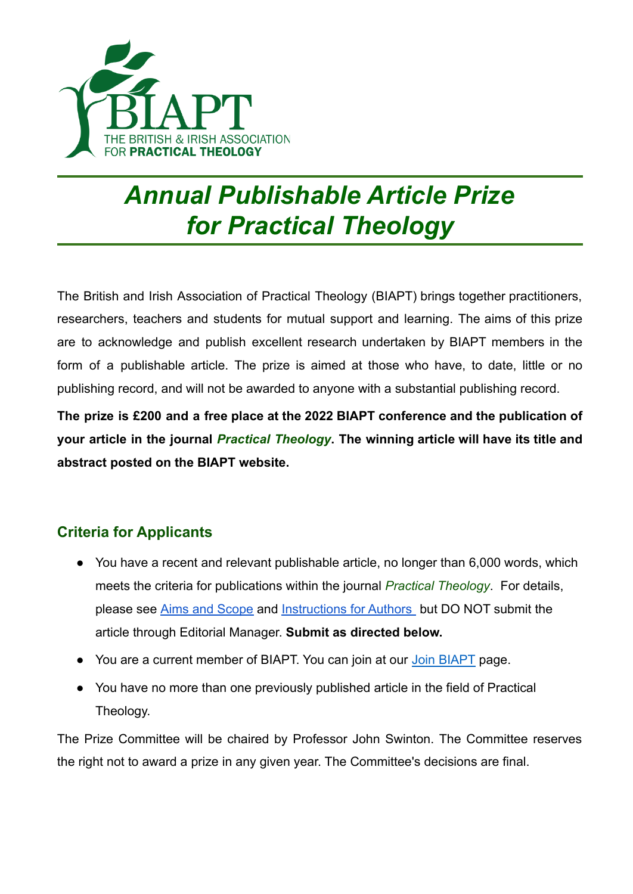# Annual Publishable Article Prize for Practical Theology

The British and Irish Association of Practical Theology (BIAPT) brings together practitioners, researchers, teachers and students for mutual support and learning. The aims of this prize are to acknowledge and publish excellent research undertaken by BIAPT members in the form of a publishable article. The prize is aimed at those who have, to date, little or no publishing record, and will not be awarded to anyone with a substantial publishing record.

**The prize is £200 and a free place at the 2022 BIAPT conference and the publication of your article in the journal *Practical Theology*. The winning article will have its title and abstract posted on the BIAPT website.**

## Criteria for Applicants

- You have a recent and relevant publishable article, no longer than 6,000 words, which meets the criteria for publications within the journal *Practical Theology*. For details, please see Aims and Scope and Instructions for Authors but DO NOT submit the article through Editorial Manager. **Submit as directed below.**
- You are a current member of BIAPT. You can join at our Join BIAPT page.
- You have no more than one previously published article in the field of Practical Theology.

The Prize Committee will be chaired by Professor John Swinton. The Committee reserves the right not to award a prize in any given year. The Committee's decisions are final.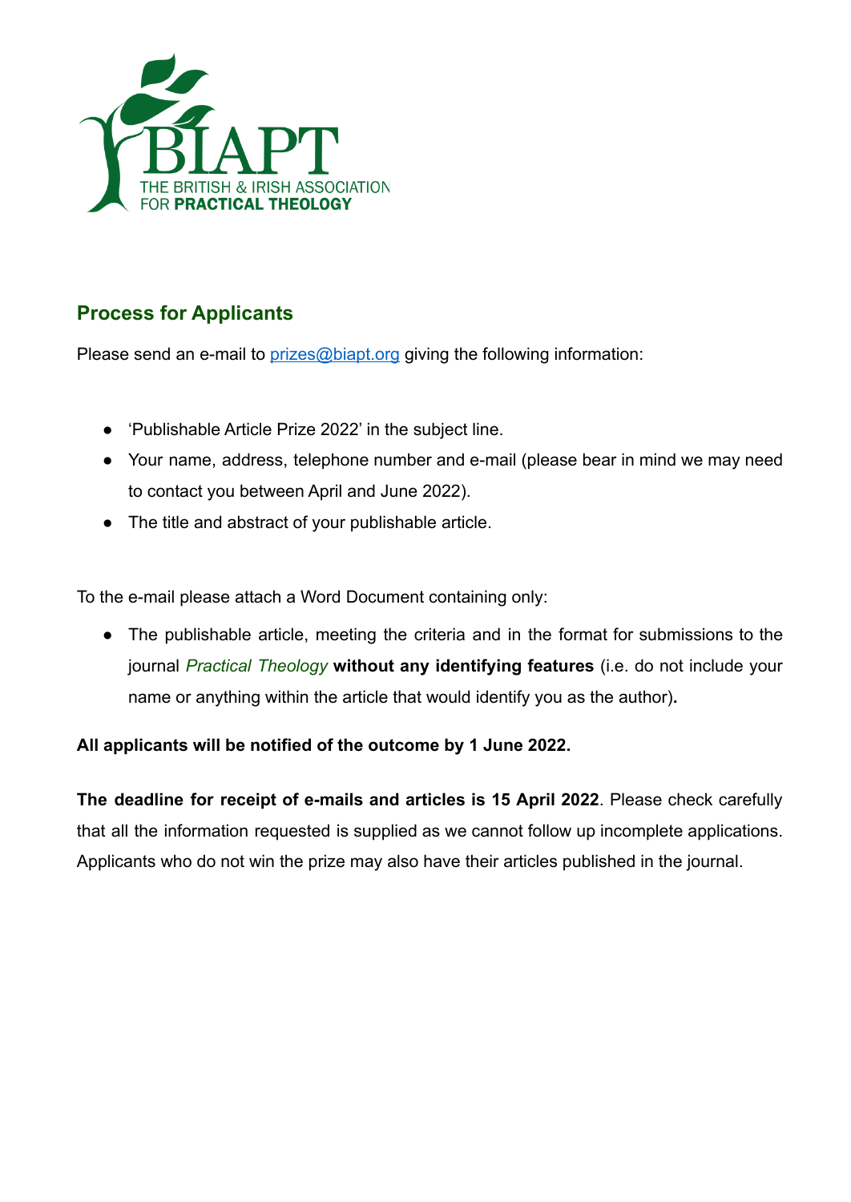## Process for Applicants

Please send an e-mail to prizes@biapt.org giving the following information:

- 'Publishable Article Prize 2022' in the subject line.
- Your name, address, telephone number and e-mail (please bear in mind we may need to contact you between April and June 2022).
- The title and abstract of your publishable article.

To the e-mail please attach a Word Document containing only:

- The publishable article, meeting the criteria and in the format for submissions to the journal *Practical Theology* **without any identifying features** (i.e. do not include your name or anything within the article that would identify you as the author)**.**

**All applicants will be notified of the outcome by 1 June 2022.**

**The deadline for receipt of e-mails and articles is 15 April 2022**. Please check carefully that all the information requested is supplied as we cannot follow up incomplete applications. Applicants who do not win the prize may also have their articles published in the journal.